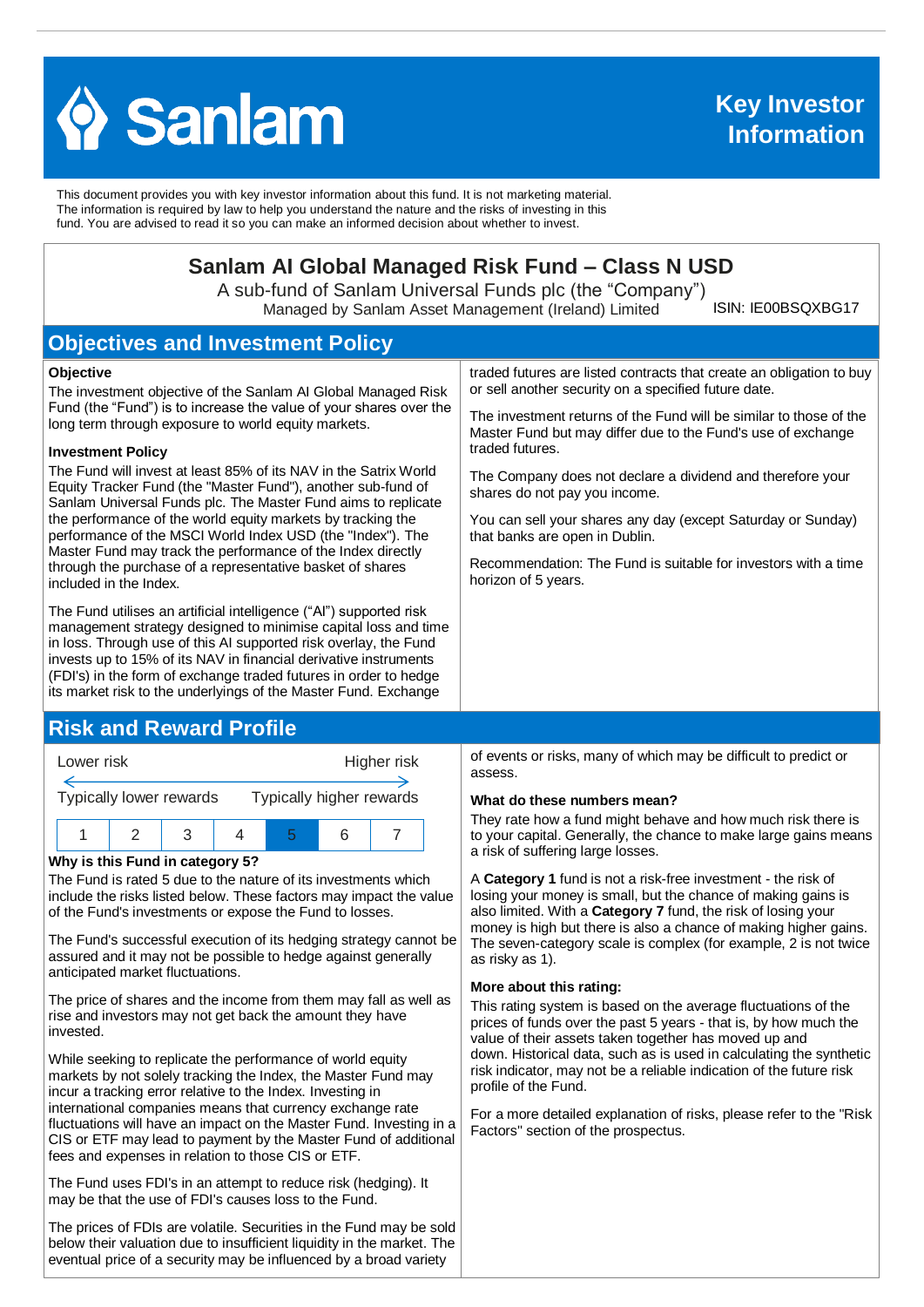Sanlam

**Key Investor Information**

This document provides you with key investor information about this fund. It is not marketing material. The information is required by law to help you understand the nature and the risks of investing in this fund. You are advised to read it so you can make an informed decision about whether to invest.

# Sanlam AI Global Managed Risk Fund – Class N USD

A sub-fund of Sanlam Universal Funds plc (the "Company")
Managed by Sanlam Asset Management (Ireland) Limited ISIN: IE00BSQXBG17

## Objectives and Investment Policy

**Objective**

The investment objective of the Sanlam AI Global Managed Risk Fund (the "Fund") is to increase the value of your shares over the long term through exposure to world equity markets.

**Investment Policy**

The Fund will invest at least 85% of its NAV in the Satrix World Equity Tracker Fund (the "Master Fund"), another sub-fund of Sanlam Universal Funds plc. The Master Fund aims to replicate the performance of the world equity markets by tracking the performance of the MSCI World Index USD (the "Index"). The Master Fund may track the performance of the Index directly through the purchase of a representative basket of shares included in the Index.

The Fund utilises an artificial intelligence ("AI") supported risk management strategy designed to minimise capital loss and time in loss. Through use of this AI supported risk overlay, the Fund invests up to 15% of its NAV in financial derivative instruments (FDI's) in the form of exchange traded futures in order to hedge its market risk to the underlyings of the Master Fund. Exchange traded futures are listed contracts that create an obligation to buy or sell another security on a specified future date.

The investment returns of the Fund will be similar to those of the Master Fund but may differ due to the Fund's use of exchange traded futures.

The Company does not declare a dividend and therefore your shares do not pay you income.

You can sell your shares any day (except Saturday or Sunday) that banks are open in Dublin.

Recommendation: The Fund is suitable for investors with a time horizon of 5 years.

## Risk and Reward Profile

| Lower risk | | | | | | Higher risk |
|---|---|---|---|---|---|---|
| Typically lower rewards | | | | | | Typically higher rewards |
| 1 | 2 | 3 | 4 | **5** | 6 | 7 |

**Why is this Fund in category 5?**

The Fund is rated 5 due to the nature of its investments which include the risks listed below. These factors may impact the value of the Fund's investments or expose the Fund to losses.

The Fund's successful execution of its hedging strategy cannot be assured and it may not be possible to hedge against generally anticipated market fluctuations.

The price of shares and the income from them may fall as well as rise and investors may not get back the amount they have invested.

While seeking to replicate the performance of world equity markets by not solely tracking the Index, the Master Fund may incur a tracking error relative to the Index. Investing in international companies means that currency exchange rate fluctuations will have an impact on the Master Fund. Investing in a CIS or ETF may lead to payment by the Master Fund of additional fees and expenses in relation to those CIS or ETF.

The Fund uses FDI's in an attempt to reduce risk (hedging). It may be that the use of FDI's causes loss to the Fund.

The prices of FDIs are volatile. Securities in the Fund may be sold below their valuation due to insufficient liquidity in the market. The eventual price of a security may be influenced by a broad variety of events or risks, many of which may be difficult to predict or assess.

**What do these numbers mean?**

They rate how a fund might behave and how much risk there is to your capital. Generally, the chance to make large gains means a risk of suffering large losses.

A **Category 1** fund is not a risk-free investment - the risk of losing your money is small, but the chance of making gains is also limited. With a **Category 7** fund, the risk of losing your money is high but there is also a chance of making higher gains. The seven-category scale is complex (for example, 2 is not twice as risky as 1).

**More about this rating:**

This rating system is based on the average fluctuations of the prices of funds over the past 5 years - that is, by how much the value of their assets taken together has moved up and down. Historical data, such as is used in calculating the synthetic risk indicator, may not be a reliable indication of the future risk profile of the Fund.

For a more detailed explanation of risks, please refer to the "Risk Factors" section of the prospectus.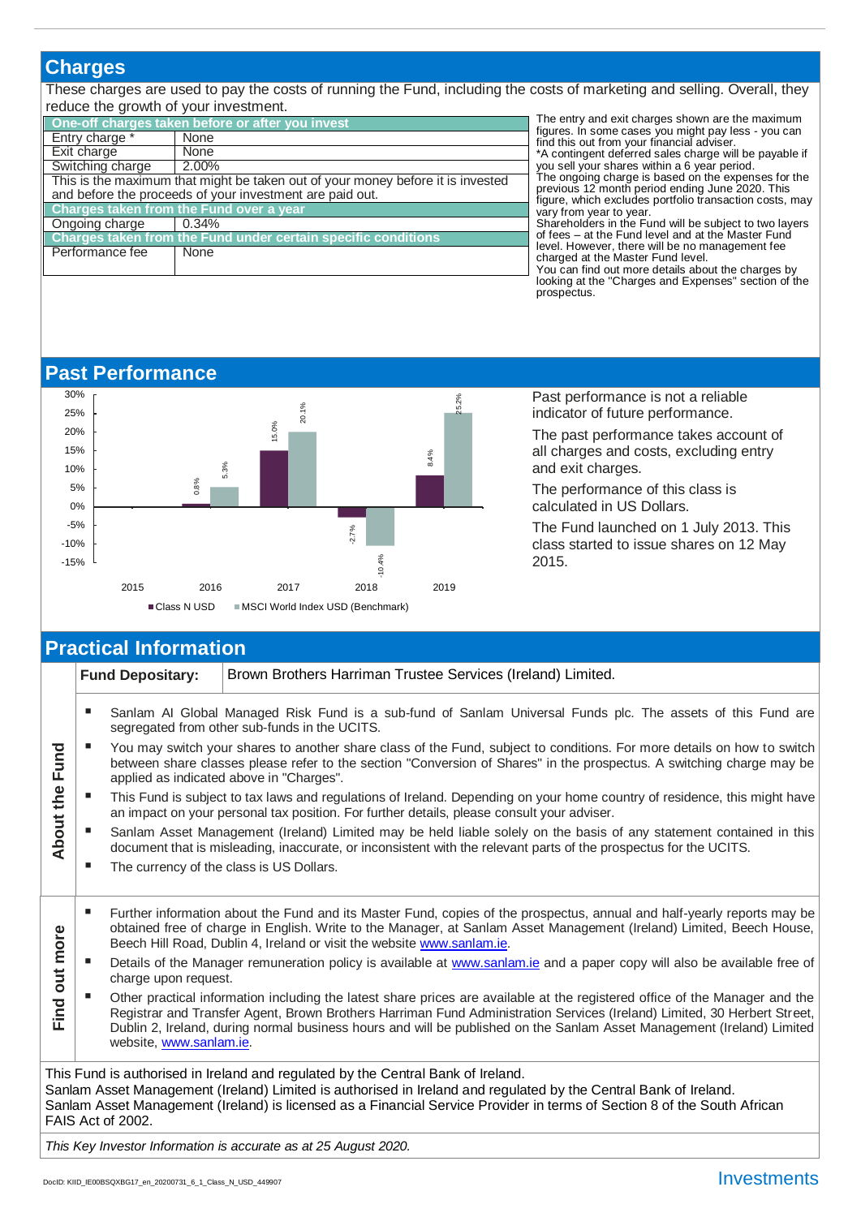## Charges

These charges are used to pay the costs of running the Fund, including the costs of marketing and selling. Overall, they reduce the growth of your investment.

| One-off charges taken before or after you invest | |
|---|---|
| Entry charge * | None |
| Exit charge | None |
| Switching charge | 2.00% |
| This is the maximum that might be taken out of your money before it is invested and before the proceeds of your investment are paid out. | |
| **Charges taken from the Fund over a year** | |
| Ongoing charge | 0.34% |
| **Charges taken from the Fund under certain specific conditions** | |
| Performance fee | None |

The entry and exit charges shown are the maximum figures. In some cases you might pay less - you can find this out from your financial adviser.
*A contingent deferred sales charge will be payable if you sell your shares within a 6 year period.
The ongoing charge is based on the expenses for the previous 12 month period ending June 2020. This figure, which excludes portfolio transaction costs, may vary from year to year.
Shareholders in the Fund will be subject to two layers of fees – at the Fund level and at the Master Fund level. However, there will be no management fee charged at the Master Fund level.
You can find out more details about the charges by looking at the "Charges and Expenses" section of the prospectus.

## Past Performance

30%
25%
20%
15%
10%
5%
0%
-5%
-10%
-15%

0.8%
5.3%
15.0%
20.1%
-2.7%
-10.4%
8.4%
25.2%

2015 2016 2017 2018 2019

Class N USD
MSCI World Index USD (Benchmark)

Past performance is not a reliable indicator of future performance.

The past performance takes account of all charges and costs, excluding entry and exit charges.

The performance of this class is calculated in US Dollars.

The Fund launched on 1 July 2013. This class started to issue shares on 12 May 2015.

## Practical Information

**Fund Depositary:** Brown Brothers Harriman Trustee Services (Ireland) Limited.

### About the Fund

- Sanlam AI Global Managed Risk Fund is a sub-fund of Sanlam Universal Funds plc. The assets of this Fund are segregated from other sub-funds in the UCITS.
- You may switch your shares to another share class of the Fund, subject to conditions. For more details on how to switch between share classes please refer to the section "Conversion of Shares" in the prospectus. A switching charge may be applied as indicated above in "Charges".
- This Fund is subject to tax laws and regulations of Ireland. Depending on your home country of residence, this might have an impact on your personal tax position. For further details, please consult your adviser.
- Sanlam Asset Management (Ireland) Limited may be held liable solely on the basis of any statement contained in this document that is misleading, inaccurate, or inconsistent with the relevant parts of the prospectus for the UCITS.
- The currency of the class is US Dollars.

### Find out more

- Further information about the Fund and its Master Fund, copies of the prospectus, annual and half-yearly reports may be obtained free of charge in English. Write to the Manager, at Sanlam Asset Management (Ireland) Limited, Beech House, Beech Hill Road, Dublin 4, Ireland or visit the website www.sanlam.ie.
- Details of the Manager remuneration policy is available at www.sanlam.ie and a paper copy will also be available free of charge upon request.
- Other practical information including the latest share prices are available at the registered office of the Manager and the Registrar and Transfer Agent, Brown Brothers Harriman Fund Administration Services (Ireland) Limited, 30 Herbert Street, Dublin 2, Ireland, during normal business hours and will be published on the Sanlam Asset Management (Ireland) Limited website, www.sanlam.ie.

This Fund is authorised in Ireland and regulated by the Central Bank of Ireland.
Sanlam Asset Management (Ireland) Limited is authorised in Ireland and regulated by the Central Bank of Ireland.
Sanlam Asset Management (Ireland) is licensed as a Financial Service Provider in terms of Section 8 of the South African FAIS Act of 2002.

*This Key Investor Information is accurate as at 25 August 2020.*

DocID: KIID_IE00BSQXBG17_en_20200731_6_1_Class_N_USD_449907

Investments